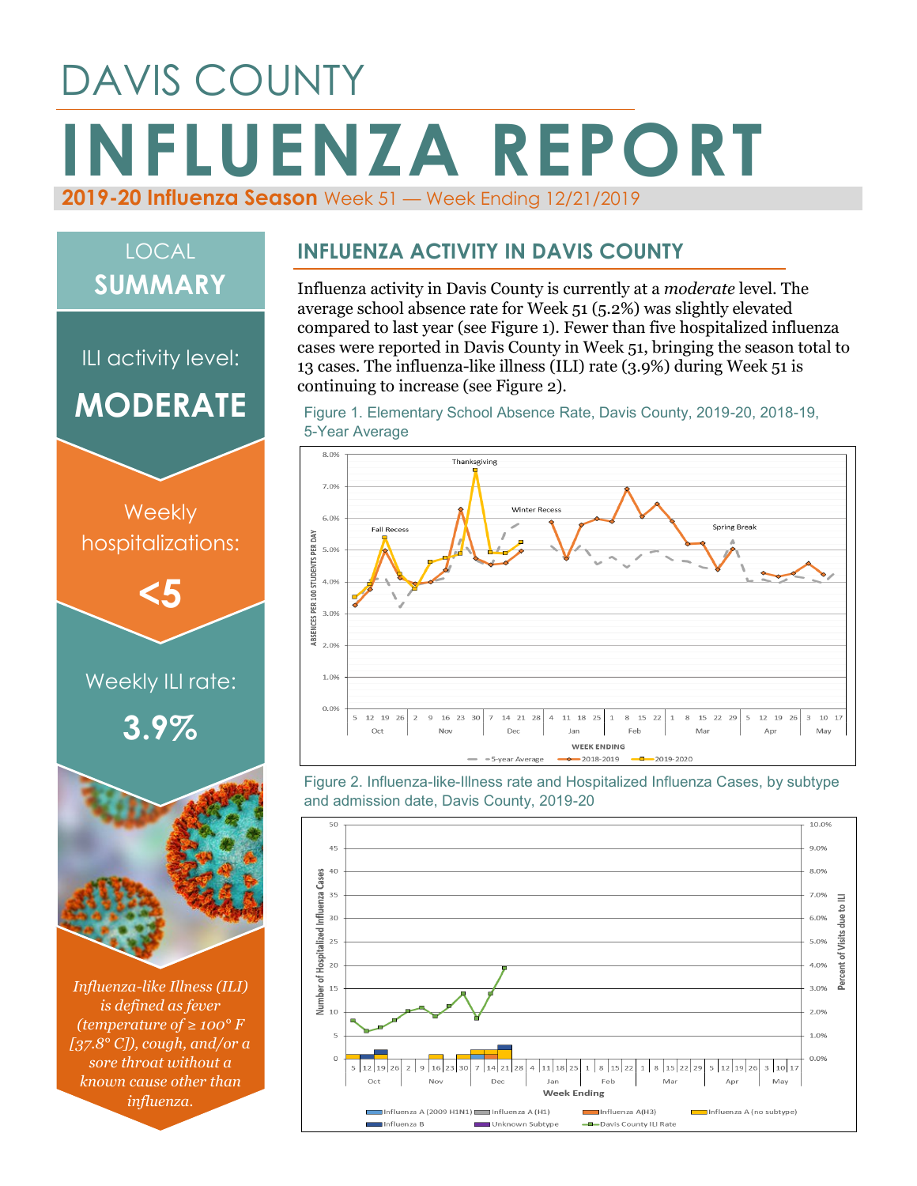# DAVIS COUNTY

# INFLUENZA REPORT

**2019-20 Influenza Season** Week 51 — Week Ending 12/21/2019

## LOCAL SUMMARY

ILI activity level:

**MODERATE**

Weekly hospitalizations:

**<5**

Weekly ILI rate:

**3.9%**

*Influenza-like Illness (ILI) is defined as fever (temperature of ≥ 100° F [37.8° C]), cough, and/or a sore throat without a known cause other than influenza.*

## INFLUENZA ACTIVITY IN DAVIS COUNTY

Influenza activity in Davis County is currently at a *moderate* level. The average school absence rate for Week 51 (5.2%) was slightly elevated compared to last year (see Figure 1). Fewer than five hospitalized influenza cases were reported in Davis County in Week 51, bringing the season total to 13 cases. The influenza-like illness (ILI) rate (3.9%) during Week 51 is continuing to increase (see Figure 2).

Figure 1. Elementary School Absence Rate, Davis County, 2019-20, 2018-19, 5-Year Average

Figure 2. Influenza-like-Illness rate and Hospitalized Influenza Cases, by subtype and admission date, Davis County, 2019-20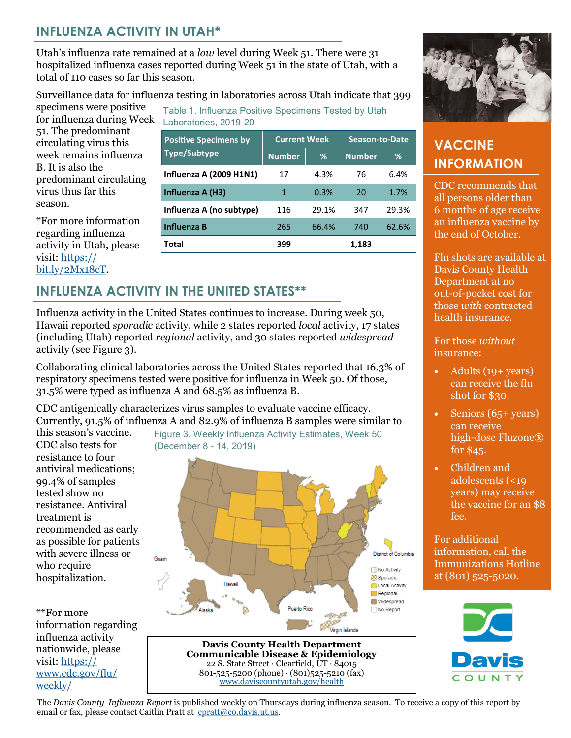## INFLUENZA ACTIVITY IN UTAH*

Utah's influenza rate remained at a *low* level during Week 51. There were 31 hospitalized influenza cases reported during Week 51 in the state of Utah, with a total of 110 cases so far this season.

Surveillance data for influenza testing in laboratories across Utah indicate that 399 specimens were positive for influenza during Week 51. The predominant circulating virus this week remains influenza B. It is also the predominant circulating virus thus far this season.

*For more information regarding influenza activity in Utah, please visit: https://bit.ly/2Mx18cT.

Table 1. Influenza Positive Specimens Tested by Utah Laboratories, 2019-20

| Positive Specimens by Type/Subtype | Current Week | | Season-to-Date | |
|---|---|---|---|---|
| | Number | % | Number | % |
| Influenza A (2009 H1N1) | 17 | 4.3% | 76 | 6.4% |
| Influenza A (H3) | 1 | 0.3% | 20 | 1.7% |
| Influenza A (no subtype) | 116 | 29.1% | 347 | 29.3% |
| Influenza B | 265 | 66.4% | 740 | 62.6% |
| **Total** | **399** | | **1,183** | |

## INFLUENZA ACTIVITY IN THE UNITED STATES**

Influenza activity in the United States continues to increase. During week 50, Hawaii reported *sporadic* activity, while 2 states reported *local* activity, 17 states (including Utah) reported *regional* activity, and 30 states reported *widespread* activity (see Figure 3).

Collaborating clinical laboratories across the United States reported that 16.3% of respiratory specimens tested were positive for influenza in Week 50. Of those, 31.5% were typed as influenza A and 68.5% as influenza B.

CDC antigenically characterizes virus samples to evaluate vaccine efficacy. Currently, 91.5% of influenza A and 82.9% of influenza B samples were similar to this season's vaccine. CDC also tests for resistance to four antiviral medications; 99.4% of samples tested show no resistance. Antiviral treatment is recommended as early as possible for patients with severe illness or who require hospitalization.

**For more information regarding influenza activity nationwide, please visit: https://www.cdc.gov/flu/weekly/

Figure 3. Weekly Influenza Activity Estimates, Week 50 (December 8 - 14, 2019)

Guam

District of Columbia

Hawaii

Alaska

Puerto Rico

Virgin Islands

No Activity
Sporadic
Local Activity
Regional
Widespread
No Report

**Davis County Health Department**
**Communicable Disease & Epidemiology**
22 S. State Street · Clearfield, UT · 84015
801-525-5200 (phone) · (801)525-5210 (fax)
www.daviscountyutah.gov/health

## VACCINE INFORMATION

CDC recommends that all persons older than 6 months of age receive an influenza vaccine by the end of October.

Flu shots are available at Davis County Health Department at no out-of-pocket cost for those *with* contracted health insurance.

For those *without* insurance:

- Adults (19+ years) can receive the flu shot for $30.
- Seniors (65+ years) can receive high-dose Fluzone® for $45.
- Children and adolescents (<19 years) may receive the vaccine for an $8 fee.

For additional information, call the Immunizations Hotline at (801) 525-5020.

Davis COUNTY

The *Davis County Influenza Report* is published weekly on Thursdays during influenza season. To receive a copy of this report by email or fax, please contact Caitlin Pratt at cpratt@co.davis.ut.us.